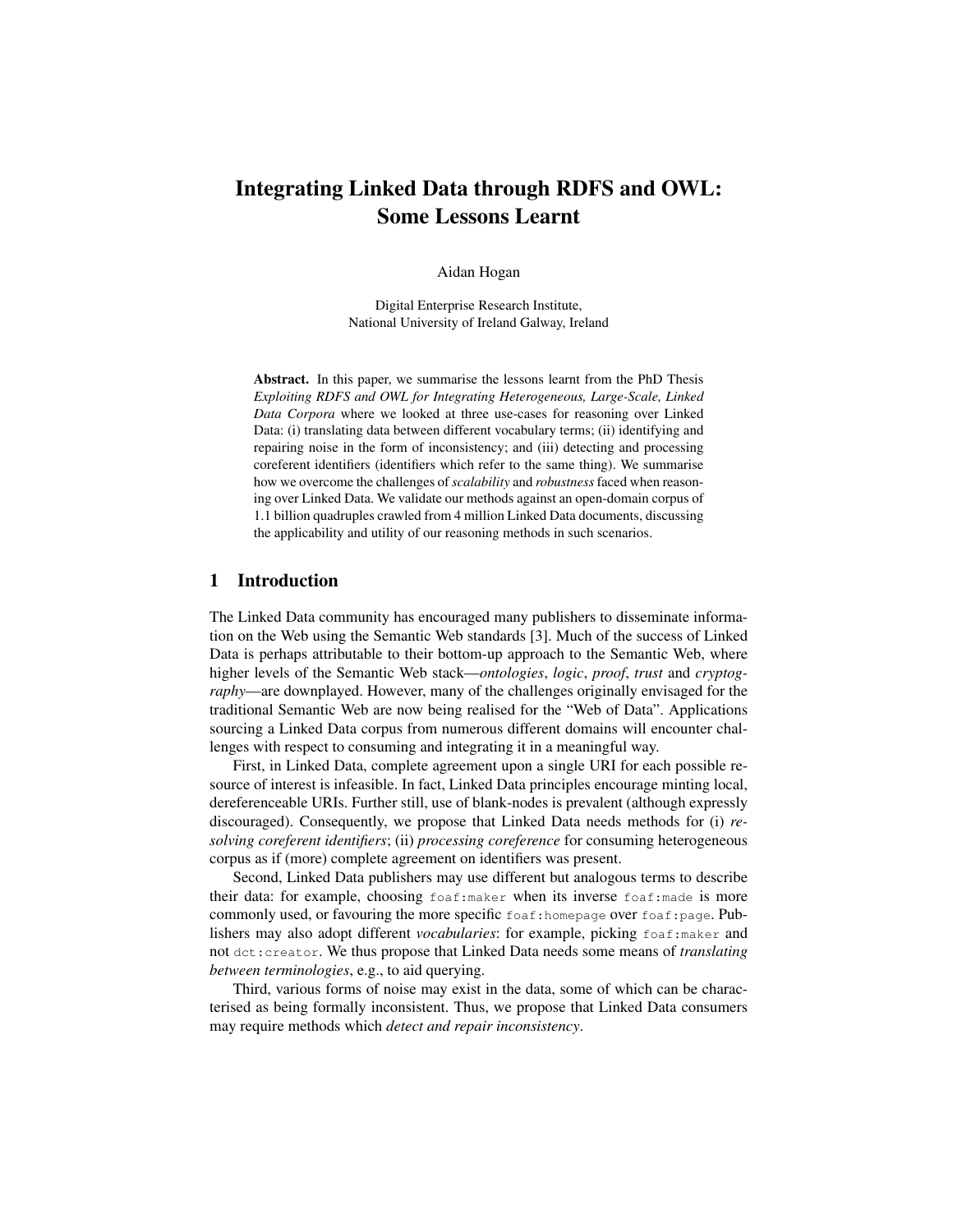# Integrating Linked Data through RDFS and OWL: Some Lessons Learnt

Aidan Hogan

Digital Enterprise Research Institute,
National University of Ireland Galway, Ireland

**Abstract.** In this paper, we summarise the lessons learnt from the PhD Thesis *Exploiting RDFS and OWL for Integrating Heterogeneous, Large-Scale, Linked Data Corpora* where we looked at three use-cases for reasoning over Linked Data: (i) translating data between different vocabulary terms; (ii) identifying and repairing noise in the form of inconsistency; and (iii) detecting and processing coreferent identifiers (identifiers which refer to the same thing). We summarise how we overcome the challenges of *scalability* and *robustness* faced when reasoning over Linked Data. We validate our methods against an open-domain corpus of 1.1 billion quadruples crawled from 4 million Linked Data documents, discussing the applicability and utility of our reasoning methods in such scenarios.

## 1 Introduction

The Linked Data community has encouraged many publishers to disseminate information on the Web using the Semantic Web standards [3]. Much of the success of Linked Data is perhaps attributable to their bottom-up approach to the Semantic Web, where higher levels of the Semantic Web stack—*ontologies*, *logic*, *proof*, *trust* and *cryptography*—are downplayed. However, many of the challenges originally envisaged for the traditional Semantic Web are now being realised for the "Web of Data". Applications sourcing a Linked Data corpus from numerous different domains will encounter challenges with respect to consuming and integrating it in a meaningful way.

First, in Linked Data, complete agreement upon a single URI for each possible resource of interest is infeasible. In fact, Linked Data principles encourage minting local, dereferenceable URIs. Further still, use of blank-nodes is prevalent (although expressly discouraged). Consequently, we propose that Linked Data needs methods for (i) *resolving coreferent identifiers*; (ii) *processing coreference* for consuming heterogeneous corpus as if (more) complete agreement on identifiers was present.

Second, Linked Data publishers may use different but analogous terms to describe their data: for example, choosing `foaf:maker` when its inverse `foaf:made` is more commonly used, or favouring the more specific `foaf:homepage` over `foaf:page`. Publishers may also adopt different *vocabularies*: for example, picking `foaf:maker` and not `dct:creator`. We thus propose that Linked Data needs some means of *translating between terminologies*, e.g., to aid querying.

Third, various forms of noise may exist in the data, some of which can be characterised as being formally inconsistent. Thus, we propose that Linked Data consumers may require methods which *detect and repair inconsistency*.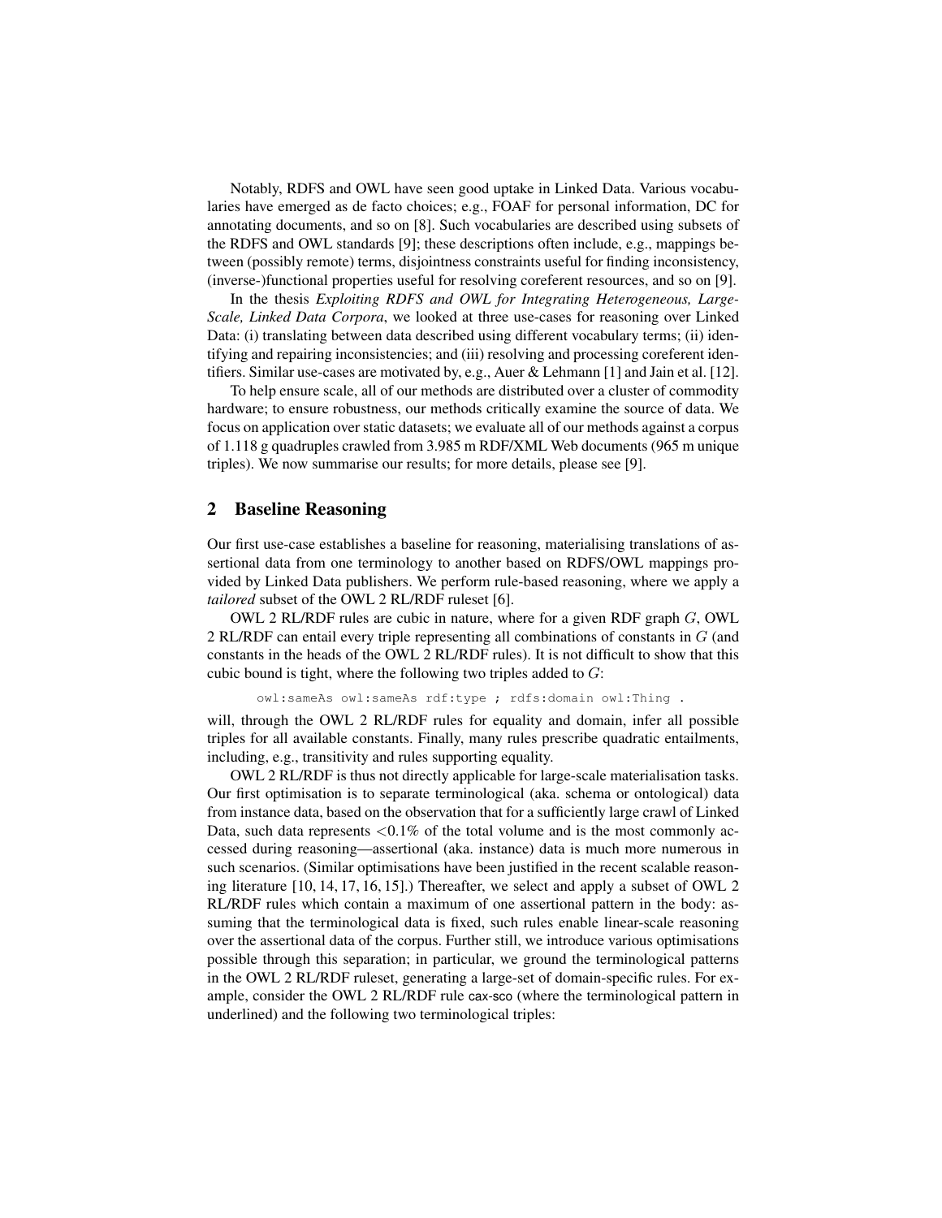Notably, RDFS and OWL have seen good uptake in Linked Data. Various vocabularies have emerged as de facto choices; e.g., FOAF for personal information, DC for annotating documents, and so on [8]. Such vocabularies are described using subsets of the RDFS and OWL standards [9]; these descriptions often include, e.g., mappings between (possibly remote) terms, disjointness constraints useful for finding inconsistency, (inverse-)functional properties useful for resolving coreferent resources, and so on [9].

In the thesis *Exploiting RDFS and OWL for Integrating Heterogeneous, Large-Scale, Linked Data Corpora*, we looked at three use-cases for reasoning over Linked Data: (i) translating between data described using different vocabulary terms; (ii) identifying and repairing inconsistencies; and (iii) resolving and processing coreferent identifiers. Similar use-cases are motivated by, e.g., Auer & Lehmann [1] and Jain et al. [12].

To help ensure scale, all of our methods are distributed over a cluster of commodity hardware; to ensure robustness, our methods critically examine the source of data. We focus on application over static datasets; we evaluate all of our methods against a corpus of 1.118 g quadruples crawled from 3.985 m RDF/XML Web documents (965 m unique triples). We now summarise our results; for more details, please see [9].

## 2 Baseline Reasoning

Our first use-case establishes a baseline for reasoning, materialising translations of assertional data from one terminology to another based on RDFS/OWL mappings provided by Linked Data publishers. We perform rule-based reasoning, where we apply a *tailored* subset of the OWL 2 RL/RDF ruleset [6].

OWL 2 RL/RDF rules are cubic in nature, where for a given RDF graph $G$, OWL 2 RL/RDF can entail every triple representing all combinations of constants in $G$ (and constants in the heads of the OWL 2 RL/RDF rules). It is not difficult to show that this cubic bound is tight, where the following two triples added to $G$:

```
owl:sameAs owl:sameAs rdf:type ; rdfs:domain owl:Thing .
```

will, through the OWL 2 RL/RDF rules for equality and domain, infer all possible triples for all available constants. Finally, many rules prescribe quadratic entailments, including, e.g., transitivity and rules supporting equality.

OWL 2 RL/RDF is thus not directly applicable for large-scale materialisation tasks. Our first optimisation is to separate terminological (aka. schema or ontological) data from instance data, based on the observation that for a sufficiently large crawl of Linked Data, such data represents $<0.1\%$ of the total volume and is the most commonly accessed during reasoning—assertional (aka. instance) data is much more numerous in such scenarios. (Similar optimisations have been justified in the recent scalable reasoning literature [10, 14, 17, 16, 15].) Thereafter, we select and apply a subset of OWL 2 RL/RDF rules which contain a maximum of one assertional pattern in the body: assuming that the terminological data is fixed, such rules enable linear-scale reasoning over the assertional data of the corpus. Further still, we introduce various optimisations possible through this separation; in particular, we ground the terminological patterns in the OWL 2 RL/RDF ruleset, generating a large-set of domain-specific rules. For example, consider the OWL 2 RL/RDF rule cax-sco (where the terminological pattern in underlined) and the following two terminological triples: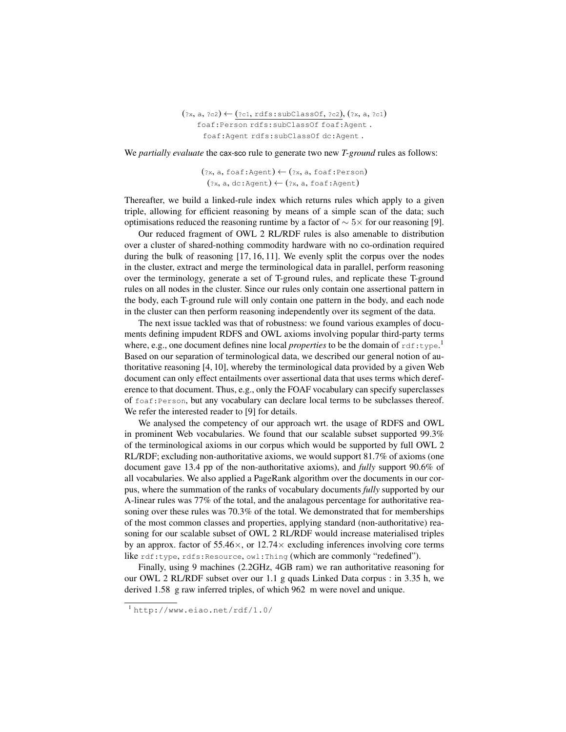$$(\text{?x}, \text{a}, \text{?c2}) \leftarrow \underline{(\text{?c1}, \texttt{rdfs:subClassOf}, \text{?c2})}, (\text{?x}, \text{a}, \text{?c1})$$

```
foaf:Person rdfs:subClassOf foaf:Agent .
foaf:Agent rdfs:subClassOf dc:Agent .
```

We *partially evaluate* the cax-sco rule to generate two new *T-ground* rules as follows:

$$(\text{?x}, \text{a}, \texttt{foaf:Agent}) \leftarrow (\text{?x}, \text{a}, \texttt{foaf:Person})$$
$$(\text{?x}, \text{a}, \texttt{dc:Agent}) \leftarrow (\text{?x}, \text{a}, \texttt{foaf:Agent})$$

Thereafter, we build a linked-rule index which returns rules which apply to a given triple, allowing for efficient reasoning by means of a simple scan of the data; such optimisations reduced the reasoning runtime by a factor of $\sim 5\times$ for our reasoning [9].

Our reduced fragment of OWL 2 RL/RDF rules is also amenable to distribution over a cluster of shared-nothing commodity hardware with no co-ordination required during the bulk of reasoning [17, 16, 11]. We evenly split the corpus over the nodes in the cluster, extract and merge the terminological data in parallel, perform reasoning over the terminology, generate a set of T-ground rules, and replicate these T-ground rules on all nodes in the cluster. Since our rules only contain one assertional pattern in the body, each T-ground rule will only contain one pattern in the body, and each node in the cluster can then perform reasoning independently over its segment of the data.

The next issue tackled was that of robustness: we found various examples of documents defining impudent RDFS and OWL axioms involving popular third-party terms where, e.g., one document defines nine local *properties* to be the domain of `rdf:type`.[1] Based on our separation of terminological data, we described our general notion of authoritative reasoning [4, 10], whereby the terminological data provided by a given Web document can only effect entailments over assertional data that uses terms which dereference to that document. Thus, e.g., only the FOAF vocabulary can specify superclasses of `foaf:Person`, but any vocabulary can declare local terms to be subclasses thereof. We refer the interested reader to [9] for details.

We analysed the competency of our approach wrt. the usage of RDFS and OWL in prominent Web vocabularies. We found that our scalable subset supported 99.3% of the terminological axioms in our corpus which would be supported by full OWL 2 RL/RDF; excluding non-authoritative axioms, we would support 81.7% of axioms (one document gave 13.4 pp of the non-authoritative axioms), and *fully* support 90.6% of all vocabularies. We also applied a PageRank algorithm over the documents in our corpus, where the summation of the ranks of vocabulary documents *fully* supported by our A-linear rules was 77% of the total, and the analagous percentage for authoritative reasoning over these rules was 70.3% of the total. We demonstrated that for memberships of the most common classes and properties, applying standard (non-authoritative) reasoning for our scalable subset of OWL 2 RL/RDF would increase materialised triples by an approx. factor of $55.46\times$, or $12.74\times$ excluding inferences involving core terms like `rdf:type`, `rdfs:Resource`, `owl:Thing` (which are commonly "redefined").

Finally, using 9 machines (2.2GHz, 4GB ram) we ran authoritative reasoning for our OWL 2 RL/RDF subset over our 1.1 g quads Linked Data corpus : in 3.35 h, we derived 1.58 g raw inferred triples, of which 962 m were novel and unique.

[1] http://www.eiao.net/rdf/1.0/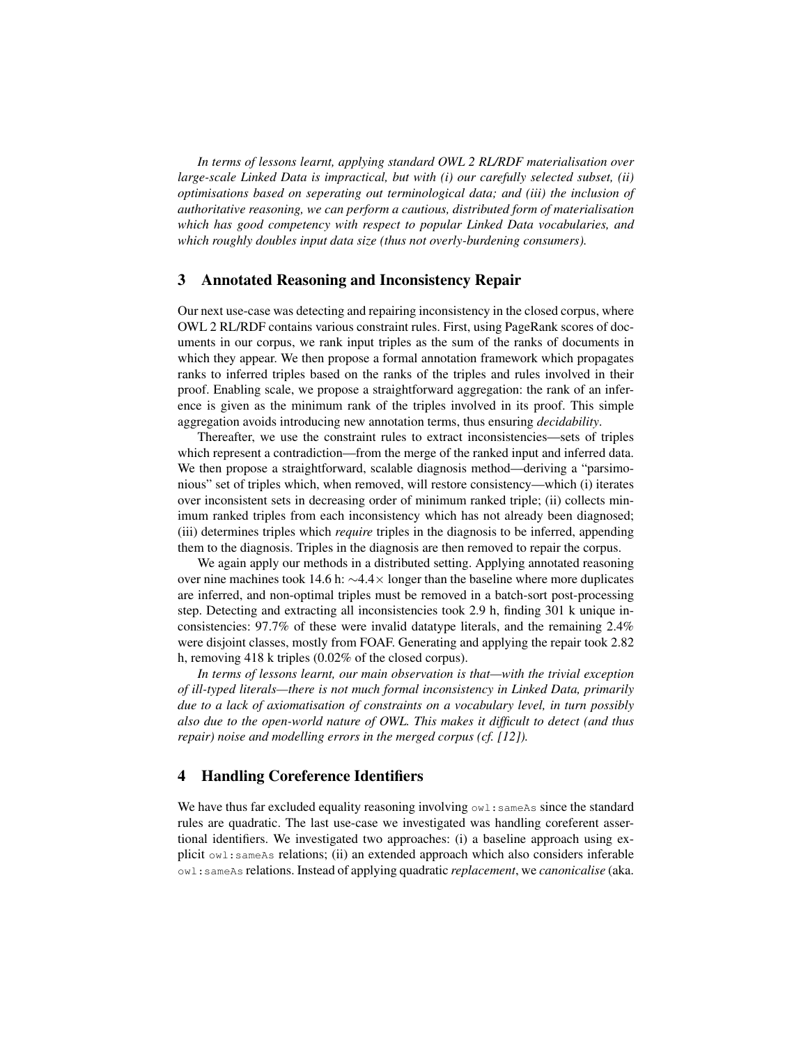*In terms of lessons learnt, applying standard OWL 2 RL/RDF materialisation over large-scale Linked Data is impractical, but with (i) our carefully selected subset, (ii) optimisations based on seperating out terminological data; and (iii) the inclusion of authoritative reasoning, we can perform a cautious, distributed form of materialisation which has good competency with respect to popular Linked Data vocabularies, and which roughly doubles input data size (thus not overly-burdening consumers).*

## 3 Annotated Reasoning and Inconsistency Repair

Our next use-case was detecting and repairing inconsistency in the closed corpus, where OWL 2 RL/RDF contains various constraint rules. First, using PageRank scores of documents in our corpus, we rank input triples as the sum of the ranks of documents in which they appear. We then propose a formal annotation framework which propagates ranks to inferred triples based on the ranks of the triples and rules involved in their proof. Enabling scale, we propose a straightforward aggregation: the rank of an inference is given as the minimum rank of the triples involved in its proof. This simple aggregation avoids introducing new annotation terms, thus ensuring *decidability*.

Thereafter, we use the constraint rules to extract inconsistencies—sets of triples which represent a contradiction—from the merge of the ranked input and inferred data. We then propose a straightforward, scalable diagnosis method—deriving a "parsimonious" set of triples which, when removed, will restore consistency—which (i) iterates over inconsistent sets in decreasing order of minimum ranked triple; (ii) collects minimum ranked triples from each inconsistency which has not already been diagnosed; (iii) determines triples which *require* triples in the diagnosis to be inferred, appending them to the diagnosis. Triples in the diagnosis are then removed to repair the corpus.

We again apply our methods in a distributed setting. Applying annotated reasoning over nine machines took 14.6 h: $\sim$4.4$\times$ longer than the baseline where more duplicates are inferred, and non-optimal triples must be removed in a batch-sort post-processing step. Detecting and extracting all inconsistencies took 2.9 h, finding 301 k unique inconsistencies: 97.7% of these were invalid datatype literals, and the remaining 2.4% were disjoint classes, mostly from FOAF. Generating and applying the repair took 2.82 h, removing 418 k triples (0.02% of the closed corpus).

*In terms of lessons learnt, our main observation is that—with the trivial exception of ill-typed literals—there is not much formal inconsistency in Linked Data, primarily due to a lack of axiomatisation of constraints on a vocabulary level, in turn possibly also due to the open-world nature of OWL. This makes it difficult to detect (and thus repair) noise and modelling errors in the merged corpus (cf. [12]).*

## 4 Handling Coreference Identifiers

We have thus far excluded equality reasoning involving `owl:sameAs` since the standard rules are quadratic. The last use-case we investigated was handling coreferent assertional identifiers. We investigated two approaches: (i) a baseline approach using explicit `owl:sameAs` relations; (ii) an extended approach which also considers inferable `owl:sameAs` relations. Instead of applying quadratic *replacement*, we *canonicalise* (aka.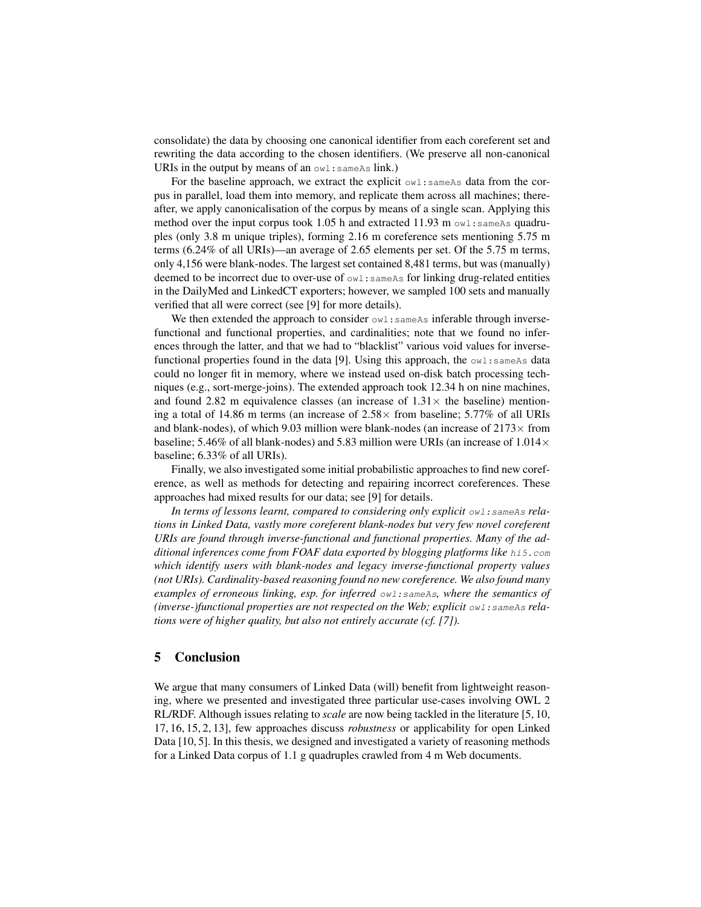consolidate) the data by choosing one canonical identifier from each coreferent set and rewriting the data according to the chosen identifiers. (We preserve all non-canonical URIs in the output by means of an `owl:sameAs` link.)

For the baseline approach, we extract the explicit `owl:sameAs` data from the corpus in parallel, load them into memory, and replicate them across all machines; thereafter, we apply canonicalisation of the corpus by means of a single scan. Applying this method over the input corpus took 1.05 h and extracted 11.93 m `owl:sameAs` quadruples (only 3.8 m unique triples), forming 2.16 m coreference sets mentioning 5.75 m terms (6.24% of all URIs)—an average of 2.65 elements per set. Of the 5.75 m terms, only 4,156 were blank-nodes. The largest set contained 8,481 terms, but was (manually) deemed to be incorrect due to over-use of `owl:sameAs` for linking drug-related entities in the DailyMed and LinkedCT exporters; however, we sampled 100 sets and manually verified that all were correct (see [9] for more details).

We then extended the approach to consider `owl:sameAs` inferable through inverse-functional and functional properties, and cardinalities; note that we found no inferences through the latter, and that we had to "blacklist" various void values for inverse-functional properties found in the data [9]. Using this approach, the `owl:sameAs` data could no longer fit in memory, where we instead used on-disk batch processing techniques (e.g., sort-merge-joins). The extended approach took 12.34 h on nine machines, and found 2.82 m equivalence classes (an increase of $1.31\times$ the baseline) mentioning a total of 14.86 m terms (an increase of $2.58\times$ from baseline; 5.77% of all URIs and blank-nodes), of which 9.03 million were blank-nodes (an increase of $2173\times$ from baseline; 5.46% of all blank-nodes) and 5.83 million were URIs (an increase of $1.014\times$ baseline; 6.33% of all URIs).

Finally, we also investigated some initial probabilistic approaches to find new coreference, as well as methods for detecting and repairing incorrect coreferences. These approaches had mixed results for our data; see [9] for details.

*In terms of lessons learnt, compared to considering only explicit `owl:sameAs` relations in Linked Data, vastly more coreferent blank-nodes but very few novel coreferent URIs are found through inverse-functional and functional properties. Many of the additional inferences come from FOAF data exported by blogging platforms like `hi5.com` which identify users with blank-nodes and legacy inverse-functional property values (not URIs). Cardinality-based reasoning found no new coreference. We also found many examples of erroneous linking, esp. for inferred `owl:sameAs`, where the semantics of (inverse-)functional properties are not respected on the Web; explicit `owl:sameAs` relations were of higher quality, but also not entirely accurate (cf. [7]).*

## 5 Conclusion

We argue that many consumers of Linked Data (will) benefit from lightweight reasoning, where we presented and investigated three particular use-cases involving OWL 2 RL/RDF. Although issues relating to *scale* are now being tackled in the literature [5, 10, 17, 16, 15, 2, 13], few approaches discuss *robustness* or applicability for open Linked Data [10, 5]. In this thesis, we designed and investigated a variety of reasoning methods for a Linked Data corpus of 1.1 g quadruples crawled from 4 m Web documents.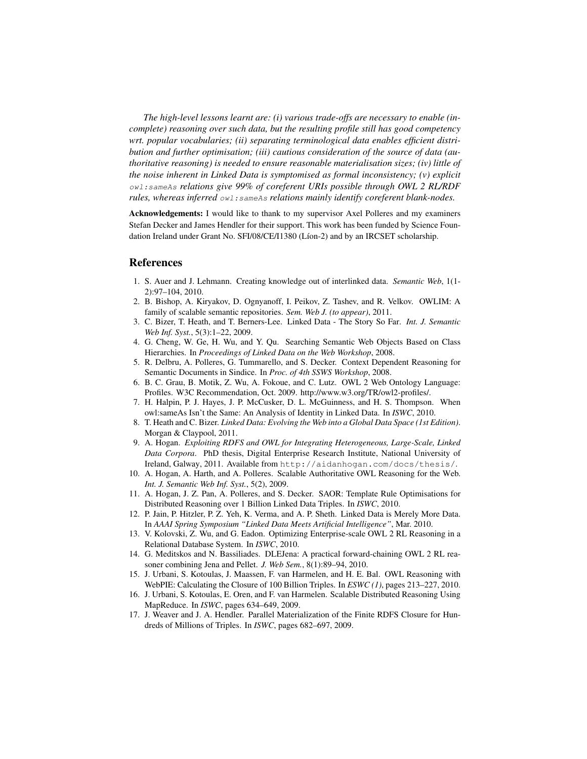*The high-level lessons learnt are: (i) various trade-offs are necessary to enable (incomplete) reasoning over such data, but the resulting profile still has good competency wrt. popular vocabularies; (ii) separating terminological data enables efficient distribution and further optimisation; (iii) cautious consideration of the source of data (authoritative reasoning) is needed to ensure reasonable materialisation sizes; (iv) little of the noise inherent in Linked Data is symptomised as formal inconsistency; (v) explicit `owl:sameAs` relations give 99% of coreferent URIs possible through OWL 2 RL/RDF rules, whereas inferred `owl:sameAs` relations mainly identify coreferent blank-nodes.*

**Acknowledgements:** I would like to thank to my supervisor Axel Polleres and my examiners Stefan Decker and James Hendler for their support. This work has been funded by Science Foundation Ireland under Grant No. SFI/08/CE/I1380 (Líon-2) and by an IRCSET scholarship.

## References

1. S. Auer and J. Lehmann. Creating knowledge out of interlinked data. *Semantic Web*, 1(1-2):97–104, 2010.
2. B. Bishop, A. Kiryakov, D. Ognyanoff, I. Peikov, Z. Tashev, and R. Velkov. OWLIM: A family of scalable semantic repositories. *Sem. Web J. (to appear)*, 2011.
3. C. Bizer, T. Heath, and T. Berners-Lee. Linked Data - The Story So Far. *Int. J. Semantic Web Inf. Syst.*, 5(3):1–22, 2009.
4. G. Cheng, W. Ge, H. Wu, and Y. Qu. Searching Semantic Web Objects Based on Class Hierarchies. In *Proceedings of Linked Data on the Web Workshop*, 2008.
5. R. Delbru, A. Polleres, G. Tummarello, and S. Decker. Context Dependent Reasoning for Semantic Documents in Sindice. In *Proc. of 4th SSWS Workshop*, 2008.
6. B. C. Grau, B. Motik, Z. Wu, A. Fokoue, and C. Lutz. OWL 2 Web Ontology Language: Profiles. W3C Recommendation, Oct. 2009. http://www.w3.org/TR/owl2-profiles/.
7. H. Halpin, P. J. Hayes, J. P. McCusker, D. L. McGuinness, and H. S. Thompson. When owl:sameAs Isn't the Same: An Analysis of Identity in Linked Data. In *ISWC*, 2010.
8. T. Heath and C. Bizer. *Linked Data: Evolving the Web into a Global Data Space (1st Edition)*. Morgan & Claypool, 2011.
9. A. Hogan. *Exploiting RDFS and OWL for Integrating Heterogeneous, Large-Scale, Linked Data Corpora*. PhD thesis, Digital Enterprise Research Institute, National University of Ireland, Galway, 2011. Available from `http://aidanhogan.com/docs/thesis/`.
10. A. Hogan, A. Harth, and A. Polleres. Scalable Authoritative OWL Reasoning for the Web. *Int. J. Semantic Web Inf. Syst.*, 5(2), 2009.
11. A. Hogan, J. Z. Pan, A. Polleres, and S. Decker. SAOR: Template Rule Optimisations for Distributed Reasoning over 1 Billion Linked Data Triples. In *ISWC*, 2010.
12. P. Jain, P. Hitzler, P. Z. Yeh, K. Verma, and A. P. Sheth. Linked Data is Merely More Data. In *AAAI Spring Symposium "Linked Data Meets Artificial Intelligence"*, Mar. 2010.
13. V. Kolovski, Z. Wu, and G. Eadon. Optimizing Enterprise-scale OWL 2 RL Reasoning in a Relational Database System. In *ISWC*, 2010.
14. G. Meditskos and N. Bassiliades. DLEJena: A practical forward-chaining OWL 2 RL reasoner combining Jena and Pellet. *J. Web Sem.*, 8(1):89–94, 2010.
15. J. Urbani, S. Kotoulas, J. Maassen, F. van Harmelen, and H. E. Bal. OWL Reasoning with WebPIE: Calculating the Closure of 100 Billion Triples. In *ESWC (1)*, pages 213–227, 2010.
16. J. Urbani, S. Kotoulas, E. Oren, and F. van Harmelen. Scalable Distributed Reasoning Using MapReduce. In *ISWC*, pages 634–649, 2009.
17. J. Weaver and J. A. Hendler. Parallel Materialization of the Finite RDFS Closure for Hundreds of Millions of Triples. In *ISWC*, pages 682–697, 2009.